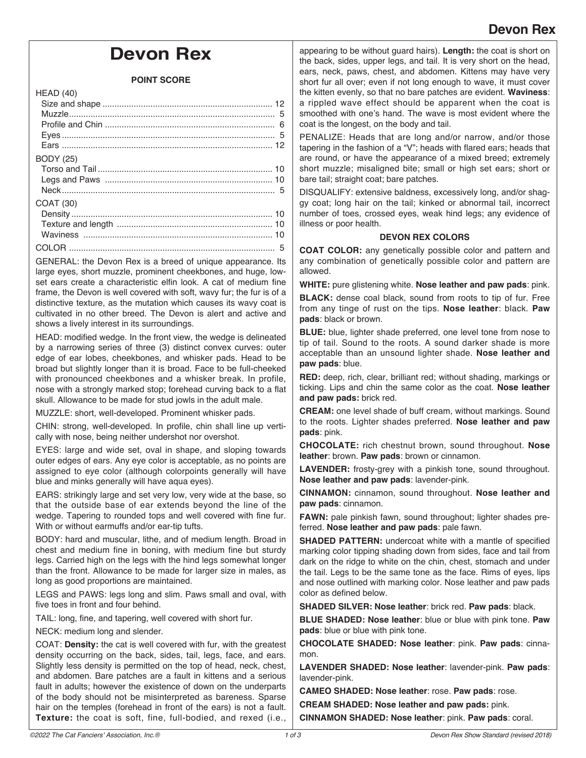# Devon Rex

### POINT SCORE

| | |
|---|---|
| **HEAD (40)** | |
| Size and shape | 12 |
| Muzzle | 5 |
| Profile and Chin | 6 |
| Eyes | 5 |
| Ears | 12 |
| **BODY (25)** | |
| Torso and Tail | 10 |
| Legs and Paws | 10 |
| Neck | 5 |
| **COAT (30)** | |
| Density | 10 |
| Texture and length | 10 |
| Waviness | 10 |
| **COLOR** | 5 |

GENERAL: the Devon Rex is a breed of unique appearance. Its large eyes, short muzzle, prominent cheekbones, and huge, low-set ears create a characteristic elfin look. A cat of medium fine frame, the Devon is well covered with soft, wavy fur; the fur is of a distinctive texture, as the mutation which causes its wavy coat is cultivated in no other breed. The Devon is alert and active and shows a lively interest in its surroundings.

HEAD: modified wedge. In the front view, the wedge is delineated by a narrowing series of three (3) distinct convex curves: outer edge of ear lobes, cheekbones, and whisker pads. Head to be broad but slightly longer than it is broad. Face to be full-cheeked with pronounced cheekbones and a whisker break. In profile, nose with a strongly marked stop; forehead curving back to a flat skull. Allowance to be made for stud jowls in the adult male.

MUZZLE: short, well-developed. Prominent whisker pads.

CHIN: strong, well-developed. In profile, chin shall line up vertically with nose, being neither undershot nor overshot.

EYES: large and wide set, oval in shape, and sloping towards outer edges of ears. Any eye color is acceptable, as no points are assigned to eye color (although colorpoints generally will have blue and minks generally will have aqua eyes).

EARS: strikingly large and set very low, very wide at the base, so that the outside base of ear extends beyond the line of the wedge. Tapering to rounded tops and well covered with fine fur. With or without earmuffs and/or ear-tip tufts.

BODY: hard and muscular, lithe, and of medium length. Broad in chest and medium fine in boning, with medium fine but sturdy legs. Carried high on the legs with the hind legs somewhat longer than the front. Allowance to be made for larger size in males, as long as good proportions are maintained.

LEGS and PAWS: legs long and slim. Paws small and oval, with five toes in front and four behind.

TAIL: long, fine, and tapering, well covered with short fur.

NECK: medium long and slender.

COAT: **Density:** the cat is well covered with fur, with the greatest density occurring on the back, sides, tail, legs, face, and ears. Slightly less density is permitted on the top of head, neck, chest, and abdomen. Bare patches are a fault in kittens and a serious fault in adults; however the existence of down on the underparts of the body should not be misinterpreted as bareness. Sparse hair on the temples (forehead in front of the ears) is not a fault. **Texture:** the coat is soft, fine, full-bodied, and rexed (i.e., appearing to be without guard hairs). **Length:** the coat is short on the back, sides, upper legs, and tail. It is very short on the head, ears, neck, paws, chest, and abdomen. Kittens may have very short fur all over; even if not long enough to wave, it must cover the kitten evenly, so that no bare patches are evident. **Waviness**: a rippled wave effect should be apparent when the coat is smoothed with one's hand. The wave is most evident where the coat is the longest, on the body and tail.

PENALIZE: Heads that are long and/or narrow, and/or those tapering in the fashion of a "V"; heads with flared ears; heads that are round, or have the appearance of a mixed breed; extremely short muzzle; misaligned bite; small or high set ears; short or bare tail; straight coat; bare patches.

DISQUALIFY: extensive baldness, excessively long, and/or shaggy coat; long hair on the tail; kinked or abnormal tail, incorrect number of toes, crossed eyes, weak hind legs; any evidence of illness or poor health.

### DEVON REX COLORS

**COAT COLOR:** any genetically possible color and pattern and any combination of genetically possible color and pattern are allowed.

**WHITE:** pure glistening white. **Nose leather and paw pads**: pink.

**BLACK:** dense coal black, sound from roots to tip of fur. Free from any tinge of rust on the tips. **Nose leather**: black. **Paw pads**: black or brown.

**BLUE:** blue, lighter shade preferred, one level tone from nose to tip of tail. Sound to the roots. A sound darker shade is more acceptable than an unsound lighter shade. **Nose leather and paw pads**: blue.

**RED:** deep, rich, clear, brilliant red; without shading, markings or ticking. Lips and chin the same color as the coat. **Nose leather and paw pads:** brick red.

**CREAM:** one level shade of buff cream, without markings. Sound to the roots. Lighter shades preferred. **Nose leather and paw pads**: pink.

**CHOCOLATE:** rich chestnut brown, sound throughout. **Nose leather**: brown. **Paw pads**: brown or cinnamon.

**LAVENDER:** frosty-grey with a pinkish tone, sound throughout. **Nose leather and paw pads**: lavender-pink.

**CINNAMON:** cinnamon, sound throughout. **Nose leather and paw pads**: cinnamon.

**FAWN:** pale pinkish fawn, sound throughout; lighter shades preferred. **Nose leather and paw pads**: pale fawn.

**SHADED PATTERN:** undercoat white with a mantle of specified marking color tipping shading down from sides, face and tail from dark on the ridge to white on the chin, chest, stomach and under the tail. Legs to be the same tone as the face. Rims of eyes, lips and nose outlined with marking color. Nose leather and paw pads color as defined below.

**SHADED SILVER: Nose leather**: brick red. **Paw pads**: black.

**BLUE SHADED: Nose leather**: blue or blue with pink tone. **Paw pads**: blue or blue with pink tone.

**CHOCOLATE SHADED: Nose leather**: pink. **Paw pads**: cinnamon.

**LAVENDER SHADED: Nose leather**: lavender-pink. **Paw pads**: lavender-pink.

**CAMEO SHADED: Nose leather**: rose. **Paw pads**: rose.

**CREAM SHADED: Nose leather and paw pads:** pink.

**CINNAMON SHADED: Nose leather**: pink. **Paw pads**: coral.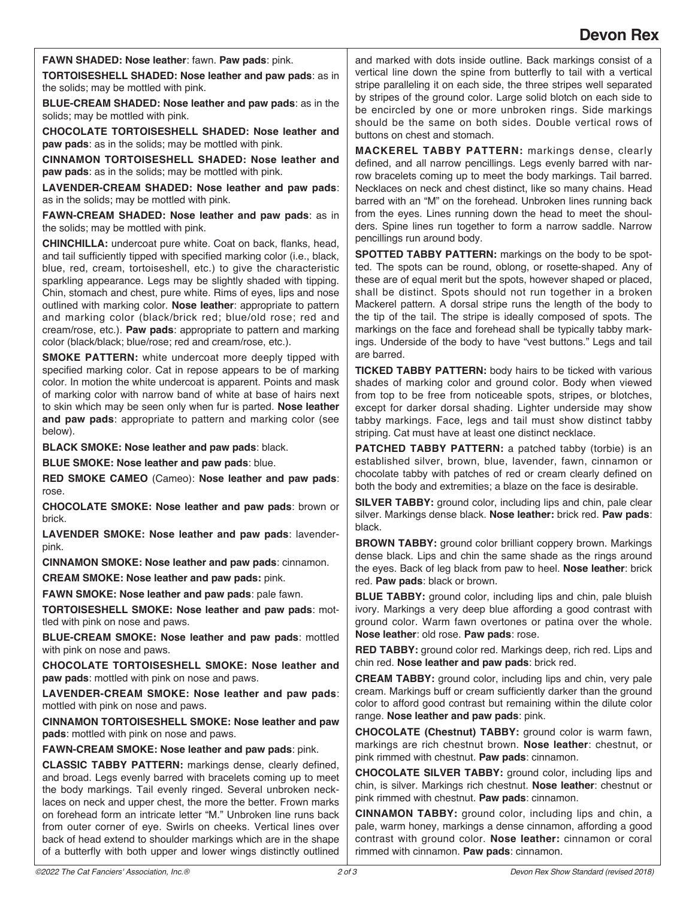**FAWN SHADED: Nose leather**: fawn. **Paw pads**: pink.

**TORTOISESHELL SHADED: Nose leather and paw pads**: as in the solids; may be mottled with pink.

**BLUE-CREAM SHADED: Nose leather and paw pads**: as in the solids; may be mottled with pink.

**CHOCOLATE TORTOISESHELL SHADED: Nose leather and paw pads**: as in the solids; may be mottled with pink.

**CINNAMON TORTOISESHELL SHADED: Nose leather and paw pads**: as in the solids; may be mottled with pink.

**LAVENDER-CREAM SHADED: Nose leather and paw pads**: as in the solids; may be mottled with pink.

**FAWN-CREAM SHADED: Nose leather and paw pads**: as in the solids; may be mottled with pink.

**CHINCHILLA:** undercoat pure white. Coat on back, flanks, head, and tail sufficiently tipped with specified marking color (i.e., black, blue, red, cream, tortoiseshell, etc.) to give the characteristic sparkling appearance. Legs may be slightly shaded with tipping. Chin, stomach and chest, pure white. Rims of eyes, lips and nose outlined with marking color. **Nose leather**: appropriate to pattern and marking color (black/brick red; blue/old rose; red and cream/rose, etc.). **Paw pads**: appropriate to pattern and marking color (black/black; blue/rose; red and cream/rose, etc.).

**SMOKE PATTERN:** white undercoat more deeply tipped with specified marking color. Cat in repose appears to be of marking color. In motion the white undercoat is apparent. Points and mask of marking color with narrow band of white at base of hairs next to skin which may be seen only when fur is parted. **Nose leather and paw pads**: appropriate to pattern and marking color (see below).

**BLACK SMOKE: Nose leather and paw pads**: black.

**BLUE SMOKE: Nose leather and paw pads**: blue.

**RED SMOKE CAMEO** (Cameo): **Nose leather and paw pads**: rose.

**CHOCOLATE SMOKE: Nose leather and paw pads**: brown or brick.

**LAVENDER SMOKE: Nose leather and paw pads**: lavender-pink.

**CINNAMON SMOKE: Nose leather and paw pads**: cinnamon.

**CREAM SMOKE: Nose leather and paw pads:** pink.

**FAWN SMOKE: Nose leather and paw pads**: pale fawn.

**TORTOISESHELL SMOKE: Nose leather and paw pads**: mottled with pink on nose and paws.

**BLUE-CREAM SMOKE: Nose leather and paw pads**: mottled with pink on nose and paws.

**CHOCOLATE TORTOISESHELL SMOKE: Nose leather and paw pads**: mottled with pink on nose and paws.

**LAVENDER-CREAM SMOKE: Nose leather and paw pads**: mottled with pink on nose and paws.

**CINNAMON TORTOISESHELL SMOKE: Nose leather and paw pads**: mottled with pink on nose and paws.

**FAWN-CREAM SMOKE: Nose leather and paw pads**: pink.

**CLASSIC TABBY PATTERN:** markings dense, clearly defined, and broad. Legs evenly barred with bracelets coming up to meet the body markings. Tail evenly ringed. Several unbroken necklaces on neck and upper chest, the more the better. Frown marks on forehead form an intricate letter "M." Unbroken line runs back from outer corner of eye. Swirls on cheeks. Vertical lines over back of head extend to shoulder markings which are in the shape of a butterfly with both upper and lower wings distinctly outlined and marked with dots inside outline. Back markings consist of a vertical line down the spine from butterfly to tail with a vertical stripe paralleling it on each side, the three stripes well separated by stripes of the ground color. Large solid blotch on each side to be encircled by one or more unbroken rings. Side markings should be the same on both sides. Double vertical rows of buttons on chest and stomach.

**MACKEREL TABBY PATTERN:** markings dense, clearly defined, and all narrow pencillings. Legs evenly barred with narrow bracelets coming up to meet the body markings. Tail barred. Necklaces on neck and chest distinct, like so many chains. Head barred with an "M" on the forehead. Unbroken lines running back from the eyes. Lines running down the head to meet the shoulders. Spine lines run together to form a narrow saddle. Narrow pencillings run around body.

**SPOTTED TABBY PATTERN:** markings on the body to be spotted. The spots can be round, oblong, or rosette-shaped. Any of these are of equal merit but the spots, however shaped or placed, shall be distinct. Spots should not run together in a broken Mackerel pattern. A dorsal stripe runs the length of the body to the tip of the tail. The stripe is ideally composed of spots. The markings on the face and forehead shall be typically tabby markings. Underside of the body to have "vest buttons." Legs and tail are barred.

**TICKED TABBY PATTERN:** body hairs to be ticked with various shades of marking color and ground color. Body when viewed from top to be free from noticeable spots, stripes, or blotches, except for darker dorsal shading. Lighter underside may show tabby markings. Face, legs and tail must show distinct tabby striping. Cat must have at least one distinct necklace.

**PATCHED TABBY PATTERN:** a patched tabby (torbie) is an established silver, brown, blue, lavender, fawn, cinnamon or chocolate tabby with patches of red or cream clearly defined on both the body and extremities; a blaze on the face is desirable.

**SILVER TABBY:** ground color, including lips and chin, pale clear silver. Markings dense black. **Nose leather:** brick red. **Paw pads**: black.

**BROWN TABBY:** ground color brilliant coppery brown. Markings dense black. Lips and chin the same shade as the rings around the eyes. Back of leg black from paw to heel. **Nose leather**: brick red. **Paw pads**: black or brown.

**BLUE TABBY:** ground color, including lips and chin, pale bluish ivory. Markings a very deep blue affording a good contrast with ground color. Warm fawn overtones or patina over the whole. **Nose leather**: old rose. **Paw pads**: rose.

**RED TABBY:** ground color red. Markings deep, rich red. Lips and chin red. **Nose leather and paw pads**: brick red.

**CREAM TABBY:** ground color, including lips and chin, very pale cream. Markings buff or cream sufficiently darker than the ground color to afford good contrast but remaining within the dilute color range. **Nose leather and paw pads**: pink.

**CHOCOLATE (Chestnut) TABBY:** ground color is warm fawn, markings are rich chestnut brown. **Nose leather**: chestnut, or pink rimmed with chestnut. **Paw pads**: cinnamon.

**CHOCOLATE SILVER TABBY:** ground color, including lips and chin, is silver. Markings rich chestnut. **Nose leather**: chestnut or pink rimmed with chestnut. **Paw pads**: cinnamon.

**CINNAMON TABBY:** ground color, including lips and chin, a pale, warm honey, markings a dense cinnamon, affording a good contrast with ground color. **Nose leather:** cinnamon or coral rimmed with cinnamon. **Paw pads**: cinnamon.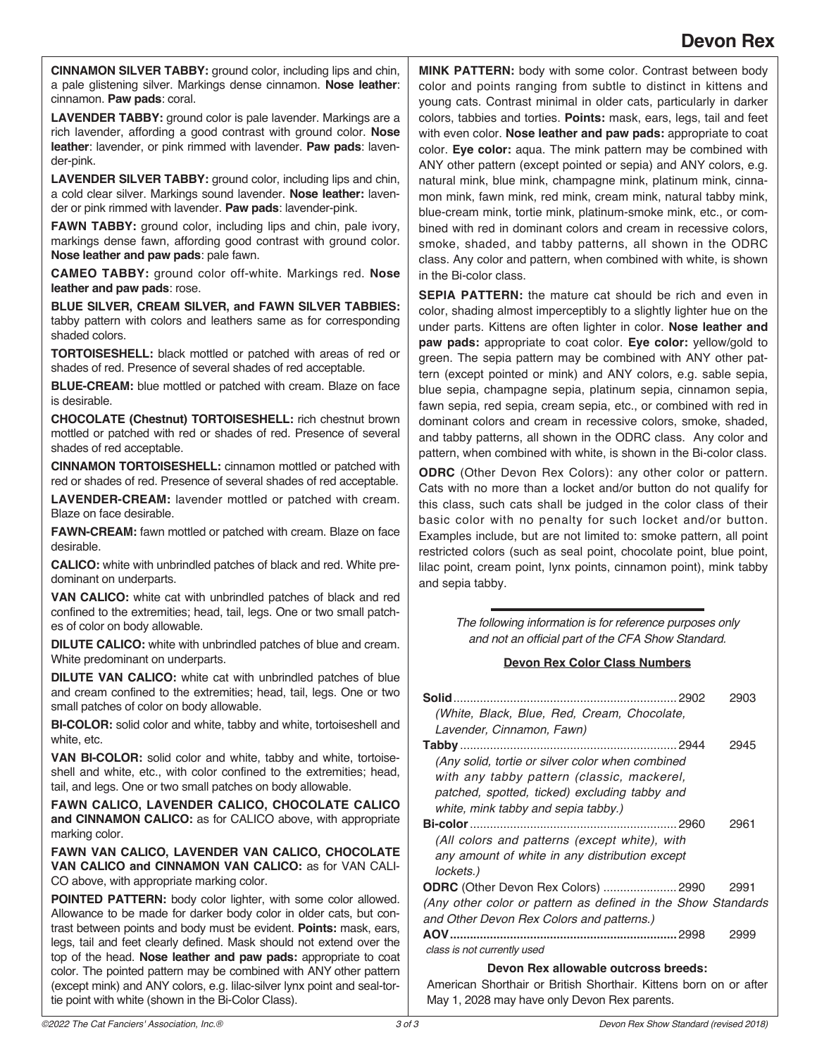**CINNAMON SILVER TABBY:** ground color, including lips and chin, a pale glistening silver. Markings dense cinnamon. **Nose leather**: cinnamon. **Paw pads**: coral.

**LAVENDER TABBY:** ground color is pale lavender. Markings are a rich lavender, affording a good contrast with ground color. **Nose leather**: lavender, or pink rimmed with lavender. **Paw pads**: lavender-pink.

**LAVENDER SILVER TABBY:** ground color, including lips and chin, a cold clear silver. Markings sound lavender. **Nose leather:** lavender or pink rimmed with lavender. **Paw pads**: lavender-pink.

**FAWN TABBY:** ground color, including lips and chin, pale ivory, markings dense fawn, affording good contrast with ground color. **Nose leather and paw pads**: pale fawn.

**CAMEO TABBY:** ground color off-white. Markings red. **Nose leather and paw pads**: rose.

**BLUE SILVER, CREAM SILVER, and FAWN SILVER TABBIES:** tabby pattern with colors and leathers same as for corresponding shaded colors.

**TORTOISESHELL:** black mottled or patched with areas of red or shades of red. Presence of several shades of red acceptable.

**BLUE-CREAM:** blue mottled or patched with cream. Blaze on face is desirable.

**CHOCOLATE (Chestnut) TORTOISESHELL:** rich chestnut brown mottled or patched with red or shades of red. Presence of several shades of red acceptable.

**CINNAMON TORTOISESHELL:** cinnamon mottled or patched with red or shades of red. Presence of several shades of red acceptable.

**LAVENDER-CREAM:** lavender mottled or patched with cream. Blaze on face desirable.

**FAWN-CREAM:** fawn mottled or patched with cream. Blaze on face desirable.

**CALICO:** white with unbrindled patches of black and red. White predominant on underparts.

**VAN CALICO:** white cat with unbrindled patches of black and red confined to the extremities; head, tail, legs. One or two small patches of color on body allowable.

**DILUTE CALICO:** white with unbrindled patches of blue and cream. White predominant on underparts.

**DILUTE VAN CALICO:** white cat with unbrindled patches of blue and cream confined to the extremities; head, tail, legs. One or two small patches of color on body allowable.

**BI-COLOR:** solid color and white, tabby and white, tortoiseshell and white, etc.

**VAN BI-COLOR:** solid color and white, tabby and white, tortoiseshell and white, etc., with color confined to the extremities; head, tail, and legs. One or two small patches on body allowable.

**FAWN CALICO, LAVENDER CALICO, CHOCOLATE CALICO and CINNAMON CALICO:** as for CALICO above, with appropriate marking color.

**FAWN VAN CALICO, LAVENDER VAN CALICO, CHOCOLATE VAN CALICO and CINNAMON VAN CALICO:** as for VAN CALICO above, with appropriate marking color.

**POINTED PATTERN:** body color lighter, with some color allowed. Allowance to be made for darker body color in older cats, but contrast between points and body must be evident. **Points:** mask, ears, legs, tail and feet clearly defined. Mask should not extend over the top of the head. **Nose leather and paw pads:** appropriate to coat color. The pointed pattern may be combined with ANY other pattern (except mink) and ANY colors, e.g. lilac-silver lynx point and seal-tortie point with white (shown in the Bi-Color Class).

**MINK PATTERN:** body with some color. Contrast between body color and points ranging from subtle to distinct in kittens and young cats. Contrast minimal in older cats, particularly in darker colors, tabbies and torties. **Points:** mask, ears, legs, tail and feet with even color. **Nose leather and paw pads:** appropriate to coat color. **Eye color:** aqua. The mink pattern may be combined with ANY other pattern (except pointed or sepia) and ANY colors, e.g. natural mink, blue mink, champagne mink, platinum mink, cinnamon mink, fawn mink, red mink, cream mink, natural tabby mink, blue-cream mink, tortie mink, platinum-smoke mink, etc., or combined with red in dominant colors and cream in recessive colors, smoke, shaded, and tabby patterns, all shown in the ODRC class. Any color and pattern, when combined with white, is shown in the Bi-color class.

**SEPIA PATTERN:** the mature cat should be rich and even in color, shading almost imperceptibly to a slightly lighter hue on the under parts. Kittens are often lighter in color. **Nose leather and paw pads:** appropriate to coat color. **Eye color:** yellow/gold to green. The sepia pattern may be combined with ANY other pattern (except pointed or mink) and ANY colors, e.g. sable sepia, blue sepia, champagne sepia, platinum sepia, cinnamon sepia, fawn sepia, red sepia, cream sepia, etc., or combined with red in dominant colors and cream in recessive colors, smoke, shaded, and tabby patterns, all shown in the ODRC class. Any color and pattern, when combined with white, is shown in the Bi-color class.

**ODRC** (Other Devon Rex Colors): any other color or pattern. Cats with no more than a locket and/or button do not qualify for this class, such cats shall be judged in the color class of their basic color with no penalty for such locket and/or button. Examples include, but are not limited to: smoke pattern, all point restricted colors (such as seal point, chocolate point, blue point, lilac point, cream point, lynx points, cinnamon point), mink tabby and sepia tabby.

---

*The following information is for reference purposes only and not an official part of the CFA Show Standard.*

**Devon Rex Color Class Numbers**

| | | |
|---|---|---|
| **Solid** *(White, Black, Blue, Red, Cream, Chocolate, Lavender, Cinnamon, Fawn)* | 2902 | 2903 |
| **Tabby** *(Any solid, tortie or silver color when combined with any tabby pattern (classic, mackerel, patched, spotted, ticked) excluding tabby and white, mink tabby and sepia tabby.)* | 2944 | 2945 |
| **Bi-color** *(All colors and patterns (except white), with any amount of white in any distribution except lockets.)* | 2960 | 2961 |
| **ODRC** (Other Devon Rex Colors) *(Any other color or pattern as defined in the Show Standards and Other Devon Rex Colors and patterns.)* | 2990 | 2991 |
| **AOV** *class is not currently used* | 2998 | 2999 |

**Devon Rex allowable outcross breeds:**

American Shorthair or British Shorthair. Kittens born on or after May 1, 2028 may have only Devon Rex parents.

©2022 The Cat Fanciers' Association, Inc.® — Devon Rex Show Standard (revised 2018)